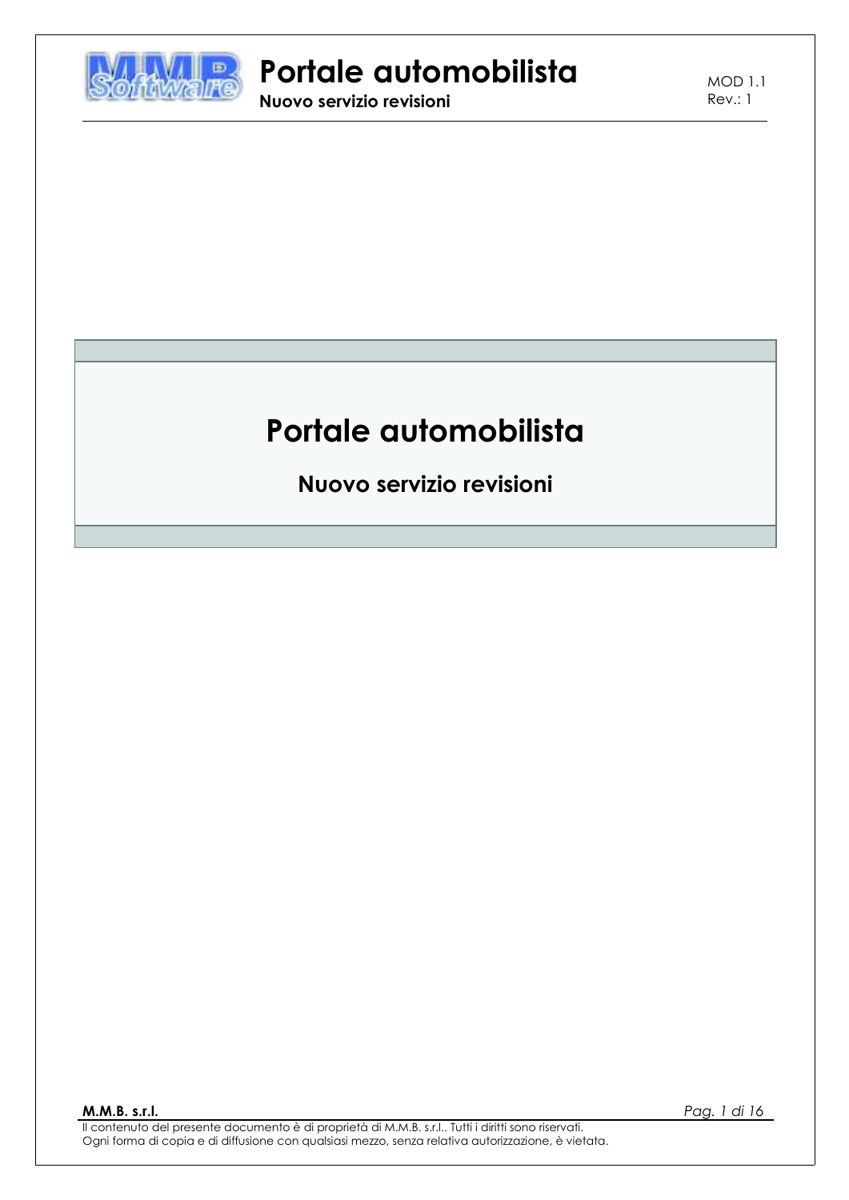# Portale automobilista

## Nuovo servizio revisioni

Il contenuto del presente documento è di proprietà di M.M.B. s.r.l.. Tutti i diritti sono riservati.
Ogni forma di copia e di diffusione con qualsiasi mezzo, senza relativa autorizzazione, è vietata.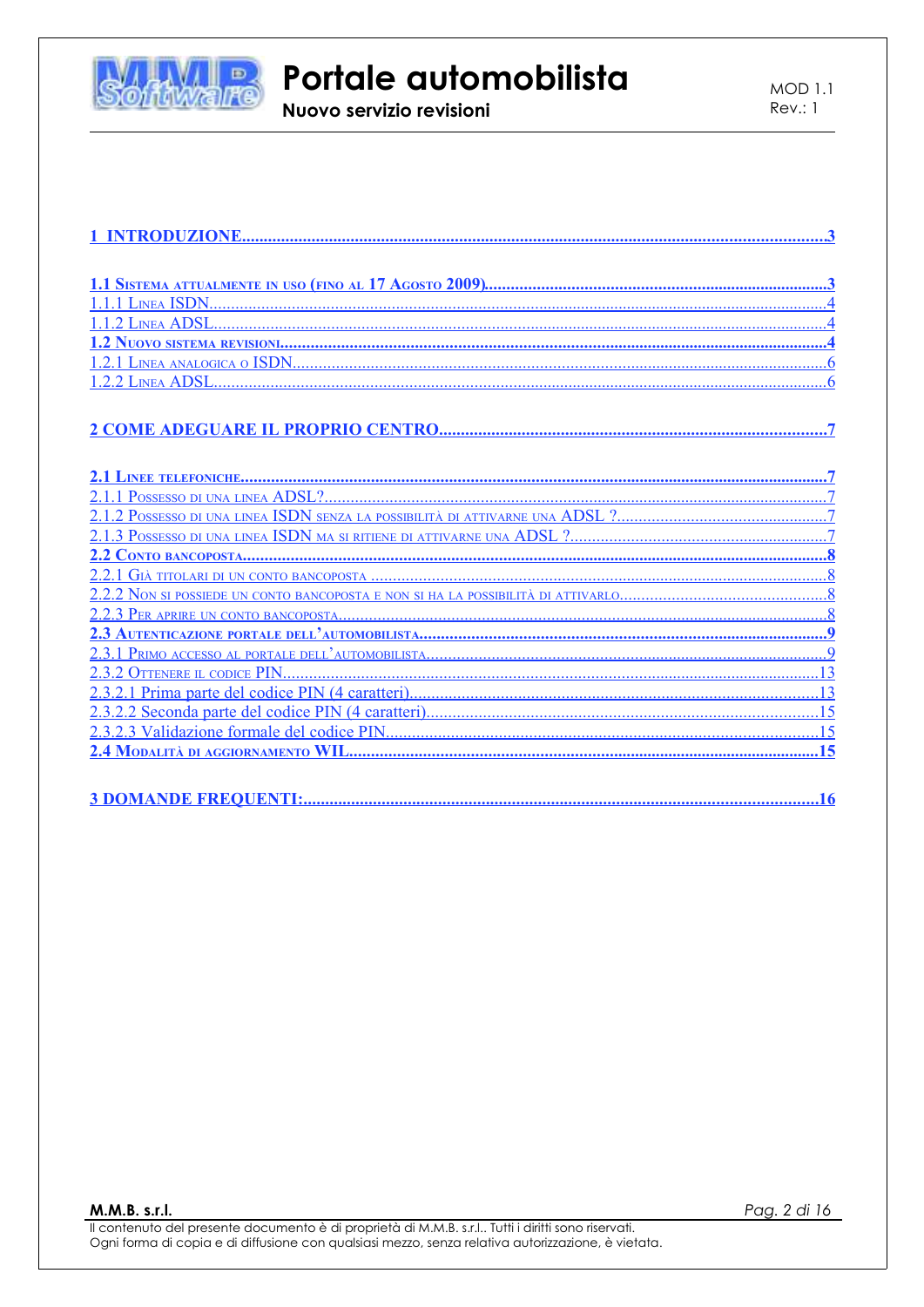1 INTRODUZIONE....................................................................................................................3

1.1 Sistema attualmente in uso (fino al 17 Agosto 2009)...............................................................3
1.1.1 Linea ISDN....................................................................................................................4
1.1.2 Linea ADSL....................................................................................................................4
1.2 Nuovo sistema revisioni.....................................................................................................4
1.2.1 Linea analogica o ISDN...................................................................................................6
1.2.2 Linea ADSL....................................................................................................................6

2 COME ADEGUARE IL PROPRIO CENTRO.........................................................................7

2.1 Linee telefoniche.............................................................................................................7
2.1.1 Possesso di una linea ADSL?.............................................................................................7
2.1.2 Possesso di una linea ISDN senza la possibilità di attivarne una ADSL ?.................................7
2.1.3 Possesso di una linea ISDN ma si ritiene di attivarne una ADSL ?...........................................7
2.2 Conto bancoposta............................................................................................................8
2.2.1 Già titolari di un conto bancoposta ....................................................................................8
2.2.2 Non si possiede un conto bancoposta e non si ha la possibilità di attivarlo...............................8
2.2.3 Per aprire un conto bancoposta.........................................................................................8
2.3 Autenticazione portale dell'automobilista..............................................................................9
2.3.1 Primo accesso al portale dell'automobilista..........................................................................9
2.3.2 Ottenere il codice PIN......................................................................................................13
2.3.2.1 Prima parte del codice PIN (4 caratteri)...........................................................................13
2.3.2.2 Seconda parte del codice PIN (4 caratteri).......................................................................15
2.3.2.3 Validazione formale del codice PIN.................................................................................15
2.4 Modalità di aggiornamento WIL..........................................................................................15

3 DOMANDE FREQUENTI:......................................................................................................16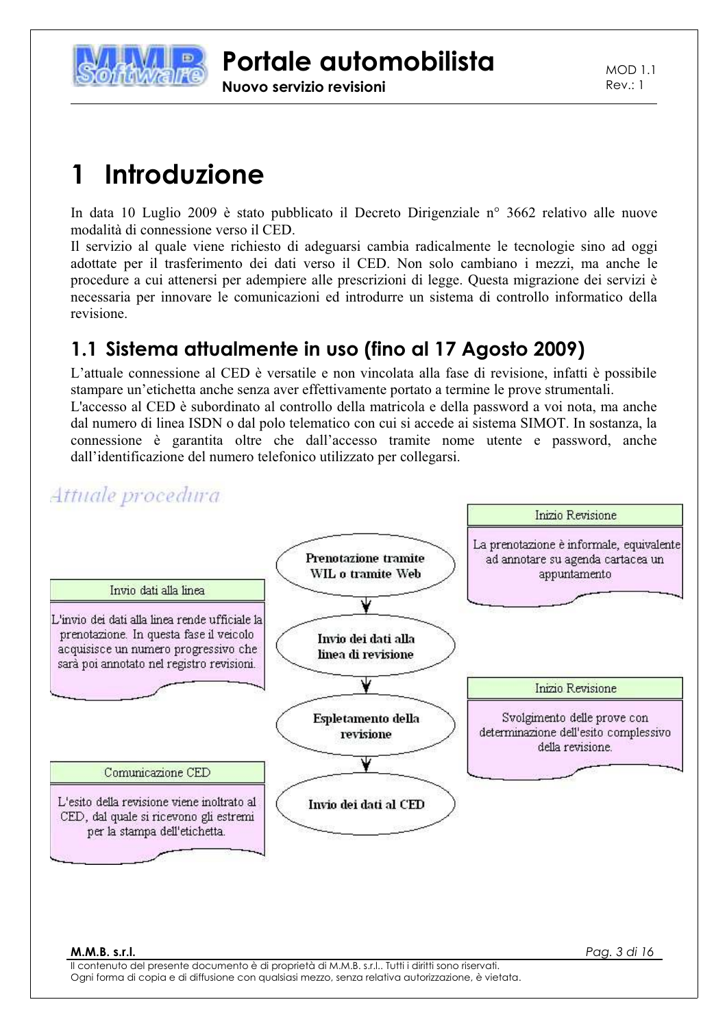# 1 Introduzione

In data 10 Luglio 2009 è stato pubblicato il Decreto Dirigenziale n° 3662 relativo alle nuove modalità di connessione verso il CED.

Il servizio al quale viene richiesto di adeguarsi cambia radicalmente le tecnologie sino ad oggi adottate per il trasferimento dei dati verso il CED. Non solo cambiano i mezzi, ma anche le procedure a cui attenersi per adempiere alle prescrizioni di legge. Questa migrazione dei servizi è necessaria per innovare le comunicazioni ed introdurre un sistema di controllo informatico della revisione.

## 1.1 Sistema attualmente in uso (fino al 17 Agosto 2009)

L'attuale connessione al CED è versatile e non vincolata alla fase di revisione, infatti è possibile stampare un'etichetta anche senza aver effettivamente portato a termine le prove strumentali.

L'accesso al CED è subordinato al controllo della matricola e della password a voi nota, ma anche dal numero di linea ISDN o dal polo telematico con cui si accede ai sistema SIMOT. In sostanza, la connessione è garantita oltre che dall'accesso tramite nome utente e password, anche dall'identificazione del numero telefonico utilizzato per collegarsi.

*Attuale procedura*

**Prenotazione tramite WIL o tramite Web**

Inizio Revisione: La prenotazione è informale, equivalente ad annotare su agenda cartacea un appuntamento

**Invio dei dati alla linea di revisione**

Invio dati alla linea: L'invio dei dati alla linea rende ufficiale la prenotazione. In questa fase il veicolo acquisisce un numero progressivo che sarà poi annotato nel registro revisioni.

**Espletamento della revisione**

Inizio Revisione: Svolgimento delle prove con determinazione dell'esito complessivo della revisione.

**Invio dei dati al CED**

Comunicazione CED: L'esito della revisione viene inoltrato al CED, dal quale si ricevono gli estremi per la stampa dell'etichetta.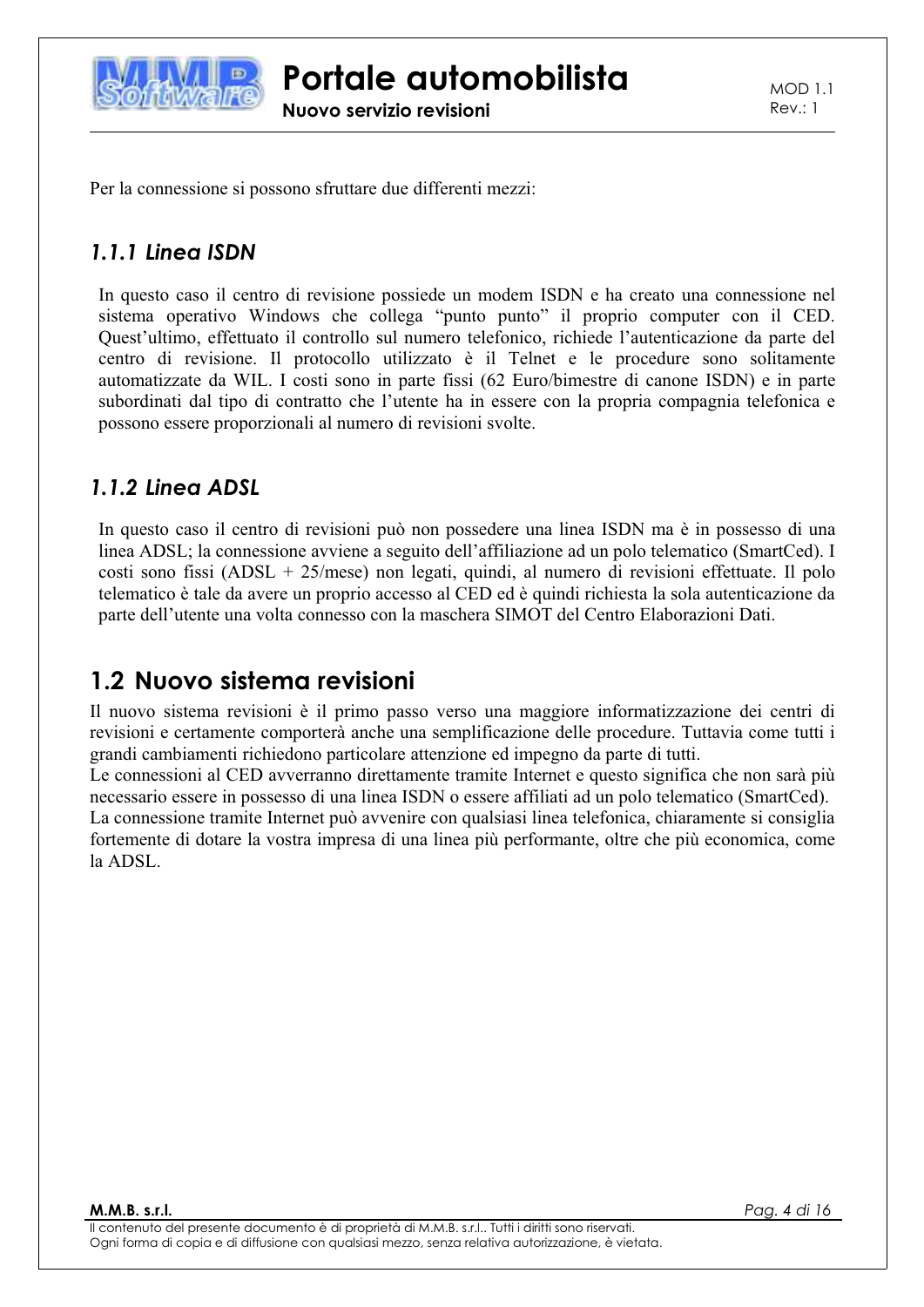Per la connessione si possono sfruttare due differenti mezzi:

### *1.1.1 Linea ISDN*

In questo caso il centro di revisione possiede un modem ISDN e ha creato una connessione nel sistema operativo Windows che collega "punto punto" il proprio computer con il CED. Quest'ultimo, effettuato il controllo sul numero telefonico, richiede l'autenticazione da parte del centro di revisione. Il protocollo utilizzato è il Telnet e le procedure sono solitamente automatizzate da WIL. I costi sono in parte fissi (62 Euro/bimestre di canone ISDN) e in parte subordinati dal tipo di contratto che l'utente ha in essere con la propria compagnia telefonica e possono essere proporzionali al numero di revisioni svolte.

### *1.1.2 Linea ADSL*

In questo caso il centro di revisioni può non possedere una linea ISDN ma è in possesso di una linea ADSL; la connessione avviene a seguito dell'affiliazione ad un polo telematico (SmartCed). I costi sono fissi (ADSL + 25/mese) non legati, quindi, al numero di revisioni effettuate. Il polo telematico è tale da avere un proprio accesso al CED ed è quindi richiesta la sola autenticazione da parte dell'utente una volta connesso con la maschera SIMOT del Centro Elaborazioni Dati.

## 1.2 Nuovo sistema revisioni

Il nuovo sistema revisioni è il primo passo verso una maggiore informatizzazione dei centri di revisioni e certamente comporterà anche una semplificazione delle procedure. Tuttavia come tutti i grandi cambiamenti richiedono particolare attenzione ed impegno da parte di tutti.
Le connessioni al CED avverranno direttamente tramite Internet e questo significa che non sarà più necessario essere in possesso di una linea ISDN o essere affiliati ad un polo telematico (SmartCed).
La connessione tramite Internet può avvenire con qualsiasi linea telefonica, chiaramente si consiglia fortemente di dotare la vostra impresa di una linea più performante, oltre che più economica, come la ADSL.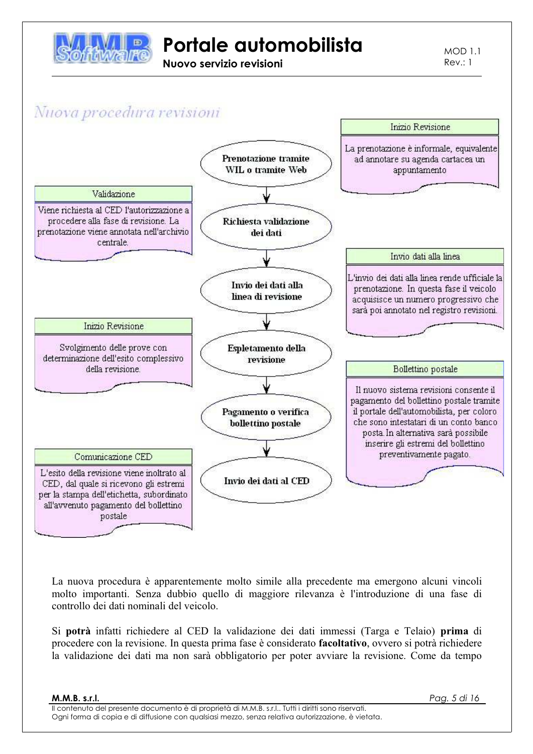## Nuova procedura revisioni

**Prenotazione tramite WIL o tramite Web**

*Inizio Revisione*
La prenotazione è informale, equivalente ad annotare su agenda cartacea un appuntamento

**Richiesta validazione dei dati**

*Validazione*
Viene richiesta al CED l'autorizzazione a procedere alla fase di revisione. La prenotazione viene annotata nell'archivio centrale.

**Invio dei dati alla linea di revisione**

*Invio dati alla linea*
L'invio dei dati alla linea rende ufficiale la prenotazione. In questa fase il veicolo acquisisce un numero progressivo che sarà poi annotato nel registro revisioni.

**Espletamento della revisione**

*Inizio Revisione*
Svolgimento delle prove con determinazione dell'esito complessivo della revisione.

**Pagamento o verifica bollettino postale**

*Bollettino postale*
Il nuovo sistema revisioni consente il pagamento del bollettino postale tramite il portale dell'automobilista, per coloro che sono intestatari di un conto banco posta. In alternativa sarà possibile inserire gli estremi del bollettino preventivamente pagato.

**Invio dei dati al CED**

*Comunicazione CED*
L'esito della revisione viene inoltrato al CED, dal quale si ricevono gli estremi per la stampa dell'etichetta, subordinato all'avvenuto pagamento del bollettino postale

La nuova procedura è apparentemente molto simile alla precedente ma emergono alcuni vincoli molto importanti. Senza dubbio quello di maggiore rilevanza è l'introduzione di una fase di controllo dei dati nominali del veicolo.

Si **potrà** infatti richiedere al CED la validazione dei dati immessi (Targa e Telaio) **prima** di procedere con la revisione. In questa prima fase è considerato **facoltativo**, ovvero si potrà richiedere la validazione dei dati ma non sarà obbligatorio per poter avviare la revisione. Come da tempo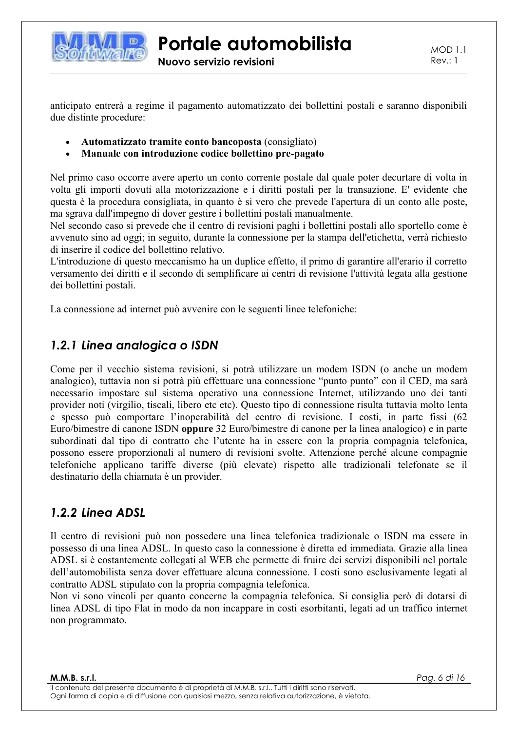anticipato entrerà a regime il pagamento automatizzato dei bollettini postali e saranno disponibili due distinte procedure:

- **Automatizzato tramite conto bancoposta** (consigliato)
- **Manuale con introduzione codice bollettino pre-pagato**

Nel primo caso occorre avere aperto un conto corrente postale dal quale poter decurtare di volta in volta gli importi dovuti alla motorizzazione e i diritti postali per la transazione. E' evidente che questa è la procedura consigliata, in quanto è si vero che prevede l'apertura di un conto alle poste, ma sgrava dall'impegno di dover gestire i bollettini postali manualmente.
Nel secondo caso si prevede che il centro di revisioni paghi i bollettini postali allo sportello come è avvenuto sino ad oggi; in seguito, durante la connessione per la stampa dell'etichetta, verrà richiesto di inserire il codice del bollettino relativo.
L'introduzione di questo meccanismo ha un duplice effetto, il primo di garantire all'erario il corretto versamento dei diritti e il secondo di semplificare ai centri di revisione l'attività legata alla gestione dei bollettini postali.

La connessione ad internet può avvenire con le seguenti linee telefoniche:

## *1.2.1 Linea analogica o ISDN*

Come per il vecchio sistema revisioni, si potrà utilizzare un modem ISDN (o anche un modem analogico), tuttavia non si potrà più effettuare una connessione "punto punto" con il CED, ma sarà necessario impostare sul sistema operativo una connessione Internet, utilizzando uno dei tanti provider noti (virgilio, tiscali, libero etc etc). Questo tipo di connessione risulta tuttavia molto lenta e spesso può comportare l'inoperabilità del centro di revisione. I costi, in parte fissi (62 Euro/bimestre di canone ISDN **oppure** 32 Euro/bimestre di canone per la linea analogico) e in parte subordinati dal tipo di contratto che l'utente ha in essere con la propria compagnia telefonica, possono essere proporzionali al numero di revisioni svolte. Attenzione perché alcune compagnie telefoniche applicano tariffe diverse (più elevate) rispetto alle tradizionali telefonate se il destinatario della chiamata è un provider.

## *1.2.2 Linea ADSL*

Il centro di revisioni può non possedere una linea telefonica tradizionale o ISDN ma essere in possesso di una linea ADSL. In questo caso la connessione è diretta ed immediata. Grazie alla linea ADSL si è costantemente collegati al WEB che permette di fruire dei servizi disponibili nel portale dell'automobilista senza dover effettuare alcuna connessione. I costi sono esclusivamente legati al contratto ADSL stipulato con la propria compagnia telefonica.
Non vi sono vincoli per quanto concerne la compagnia telefonica. Si consiglia però di dotarsi di linea ADSL di tipo Flat in modo da non incappare in costi esorbitanti, legati ad un traffico internet non programmato.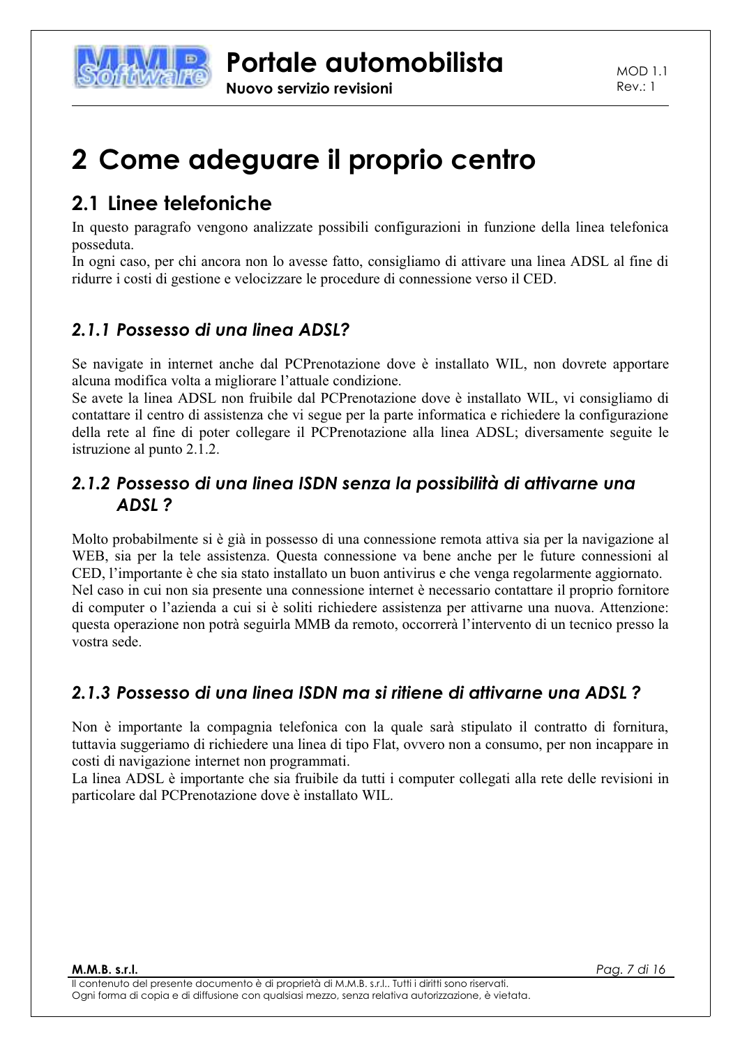# 2 Come adeguare il proprio centro

## 2.1 Linee telefoniche

In questo paragrafo vengono analizzate possibili configurazioni in funzione della linea telefonica posseduta.
In ogni caso, per chi ancora non lo avesse fatto, consigliamo di attivare una linea ADSL al fine di ridurre i costi di gestione e velocizzare le procedure di connessione verso il CED.

### *2.1.1 Possesso di una linea ADSL?*

Se navigate in internet anche dal PCPrenotazione dove è installato WIL, non dovrete apportare alcuna modifica volta a migliorare l'attuale condizione.
Se avete la linea ADSL non fruibile dal PCPrenotazione dove è installato WIL, vi consigliamo di contattare il centro di assistenza che vi segue per la parte informatica e richiedere la configurazione della rete al fine di poter collegare il PCPrenotazione alla linea ADSL; diversamente seguite le istruzione al punto 2.1.2.

### *2.1.2 Possesso di una linea ISDN senza la possibilità di attivarne una ADSL ?*

Molto probabilmente si è già in possesso di una connessione remota attiva sia per la navigazione al WEB, sia per la tele assistenza. Questa connessione va bene anche per le future connessioni al CED, l'importante è che sia stato installato un buon antivirus e che venga regolarmente aggiornato.
Nel caso in cui non sia presente una connessione internet è necessario contattare il proprio fornitore di computer o l'azienda a cui si è soliti richiedere assistenza per attivarne una nuova. Attenzione: questa operazione non potrà seguirla MMB da remoto, occorrerà l'intervento di un tecnico presso la vostra sede.

### *2.1.3 Possesso di una linea ISDN ma si ritiene di attivarne una ADSL ?*

Non è importante la compagnia telefonica con la quale sarà stipulato il contratto di fornitura, tuttavia suggeriamo di richiedere una linea di tipo Flat, ovvero non a consumo, per non incappare in costi di navigazione internet non programmati.
La linea ADSL è importante che sia fruibile da tutti i computer collegati alla rete delle revisioni in particolare dal PCPrenotazione dove è installato WIL.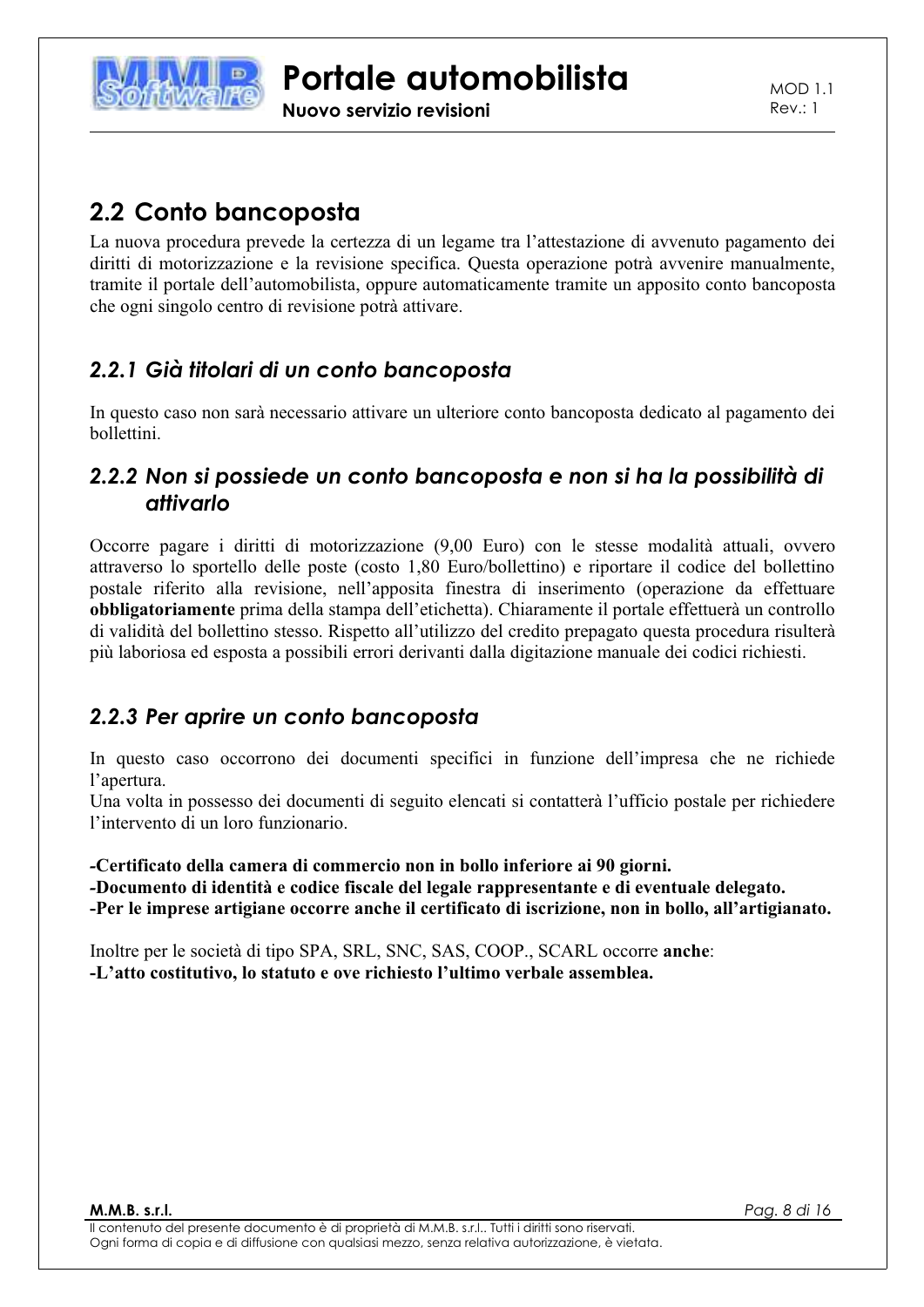## 2.2 Conto bancoposta

La nuova procedura prevede la certezza di un legame tra l'attestazione di avvenuto pagamento dei diritti di motorizzazione e la revisione specifica. Questa operazione potrà avvenire manualmente, tramite il portale dell'automobilista, oppure automaticamente tramite un apposito conto bancoposta che ogni singolo centro di revisione potrà attivare.

### *2.2.1 Già titolari di un conto bancoposta*

In questo caso non sarà necessario attivare un ulteriore conto bancoposta dedicato al pagamento dei bollettini.

### *2.2.2 Non si possiede un conto bancoposta e non si ha la possibilità di attivarlo*

Occorre pagare i diritti di motorizzazione (9,00 Euro) con le stesse modalità attuali, ovvero attraverso lo sportello delle poste (costo 1,80 Euro/bollettino) e riportare il codice del bollettino postale riferito alla revisione, nell'apposita finestra di inserimento (operazione da effettuare **obbligatoriamente** prima della stampa dell'etichetta). Chiaramente il portale effettuerà un controllo di validità del bollettino stesso. Rispetto all'utilizzo del credito prepagato questa procedura risulterà più laboriosa ed esposta a possibili errori derivanti dalla digitazione manuale dei codici richiesti.

### *2.2.3 Per aprire un conto bancoposta*

In questo caso occorrono dei documenti specifici in funzione dell'impresa che ne richiede l'apertura.
Una volta in possesso dei documenti di seguito elencati si contatterà l'ufficio postale per richiedere l'intervento di un loro funzionario.

**-Certificato della camera di commercio non in bollo inferiore ai 90 giorni.**
**-Documento di identità e codice fiscale del legale rappresentante e di eventuale delegato.**
**-Per le imprese artigiane occorre anche il certificato di iscrizione, non in bollo, all'artigianato.**

Inoltre per le società di tipo SPA, SRL, SNC, SAS, COOP., SCARL occorre **anche**:
**-L'atto costitutivo, lo statuto e ove richiesto l'ultimo verbale assemblea.**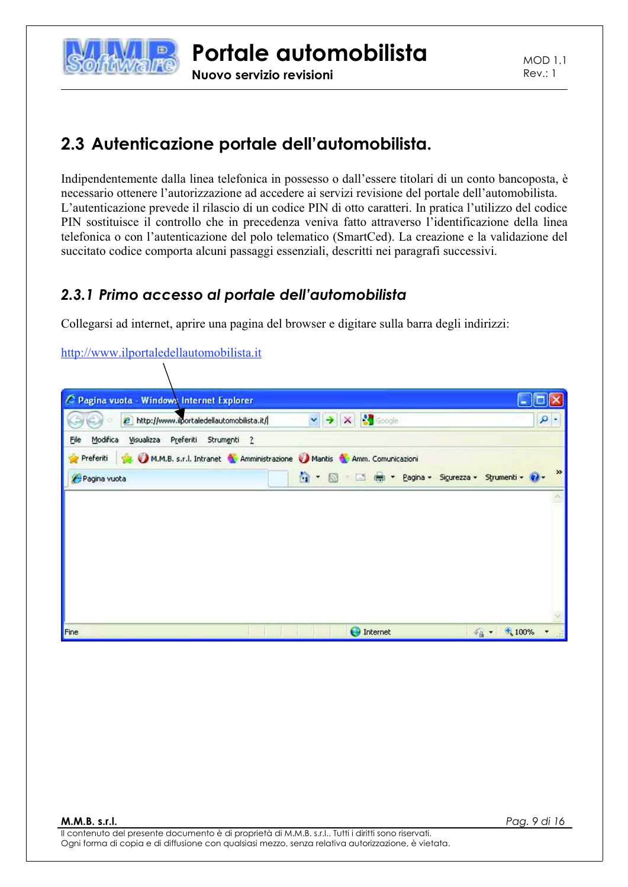## 2.3 Autenticazione portale dell'automobilista.

Indipendentemente dalla linea telefonica in possesso o dall'essere titolari di un conto bancoposta, è necessario ottenere l'autorizzazione ad accedere ai servizi revisione del portale dell'automobilista. L'autenticazione prevede il rilascio di un codice PIN di otto caratteri. In pratica l'utilizzo del codice PIN sostituisce il controllo che in precedenza veniva fatto attraverso l'identificazione della linea telefonica o con l'autenticazione del polo telematico (SmartCed). La creazione e la validazione del succitato codice comporta alcuni passaggi essenziali, descritti nei paragrafi successivi.

### *2.3.1 Primo accesso al portale dell'automobilista*

Collegarsi ad internet, aprire una pagina del browser e digitare sulla barra degli indirizzi:

http://www.ilportaledellautomobilista.it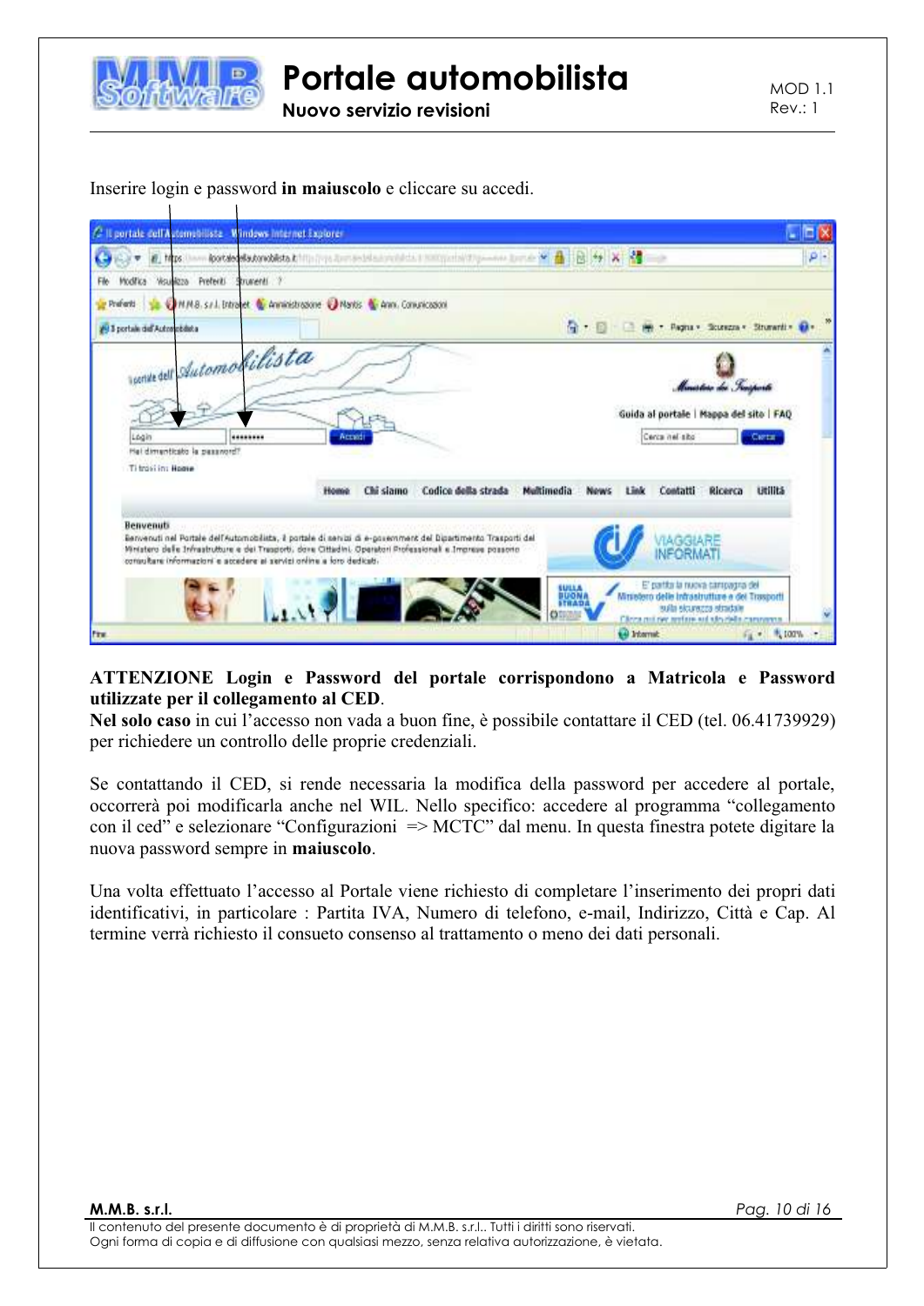Inserire login e password **in maiuscolo** e cliccare su accedi.

**ATTENZIONE Login e Password del portale corrispondono a Matricola e Password utilizzate per il collegamento al CED**.
**Nel solo caso** in cui l'accesso non vada a buon fine, è possibile contattare il CED (tel. 06.41739929) per richiedere un controllo delle proprie credenziali.

Se contattando il CED, si rende necessaria la modifica della password per accedere al portale, occorrerà poi modificarla anche nel WIL. Nello specifico: accedere al programma "collegamento con il ced" e selezionare "Configurazioni => MCTC" dal menu. In questa finestra potete digitare la nuova password sempre in **maiuscolo**.

Una volta effettuato l'accesso al Portale viene richiesto di completare l'inserimento dei propri dati identificativi, in particolare : Partita IVA, Numero di telefono, e-mail, Indirizzo, Città e Cap. Al termine verrà richiesto il consueto consenso al trattamento o meno dei dati personali.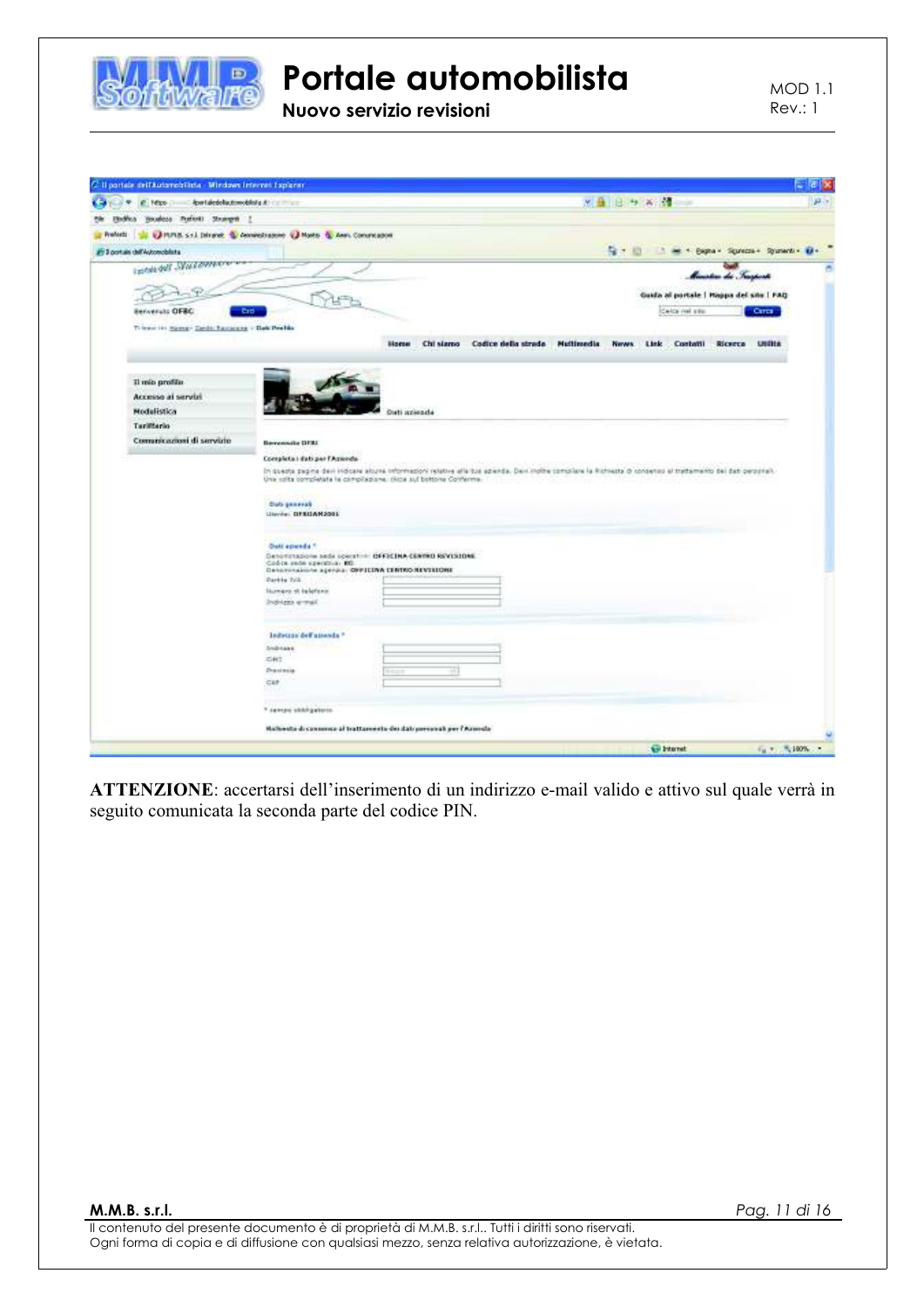**ATTENZIONE**: accertarsi dell'inserimento di un indirizzo e-mail valido e attivo sul quale verrà in seguito comunicata la seconda parte del codice PIN.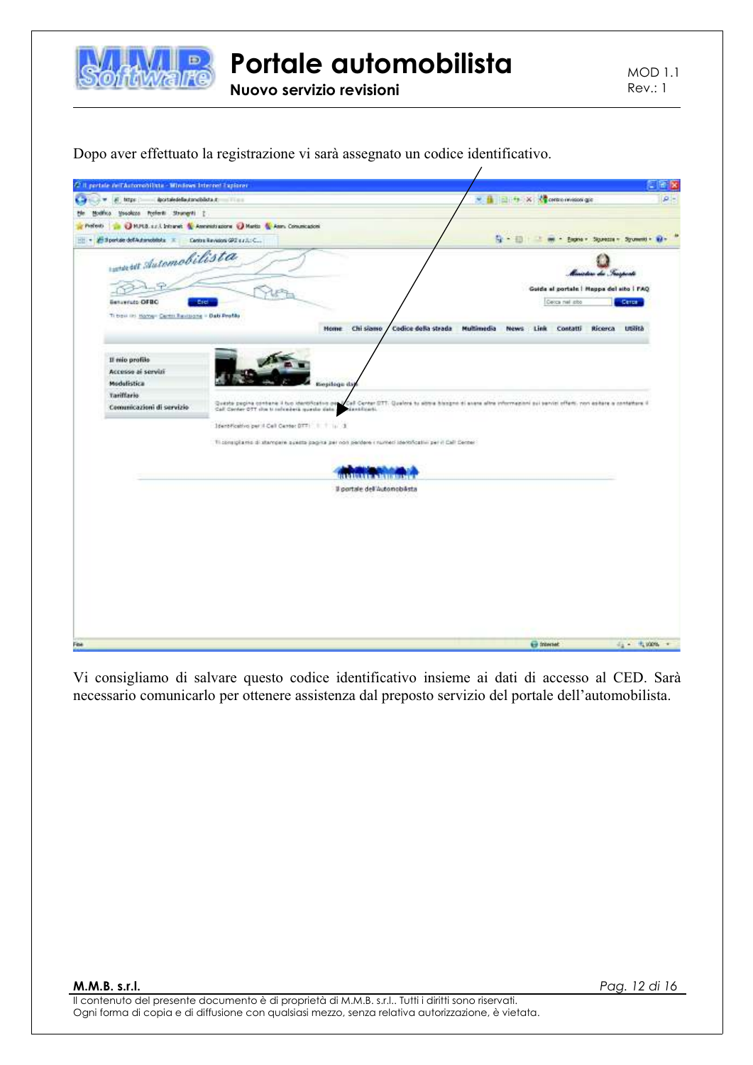Dopo aver effettuato la registrazione vi sarà assegnato un codice identificativo.

Vi consigliamo di salvare questo codice identificativo insieme ai dati di accesso al CED. Sarà necessario comunicarlo per ottenere assistenza dal preposto servizio del portale dell'automobilista.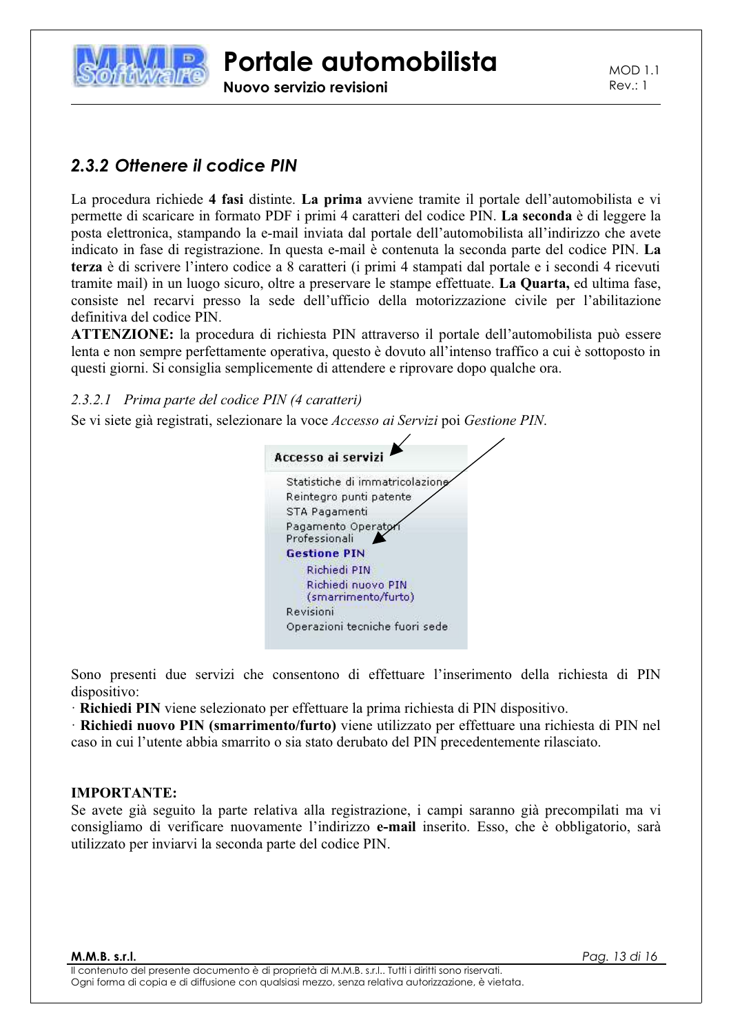## *2.3.2 Ottenere il codice PIN*

La procedura richiede **4 fasi** distinte. **La prima** avviene tramite il portale dell'automobilista e vi permette di scaricare in formato PDF i primi 4 caratteri del codice PIN. **La seconda** è di leggere la posta elettronica, stampando la e-mail inviata dal portale dell'automobilista all'indirizzo che avete indicato in fase di registrazione. In questa e-mail è contenuta la seconda parte del codice PIN. **La terza** è di scrivere l'intero codice a 8 caratteri (i primi 4 stampati dal portale e i secondi 4 ricevuti tramite mail) in un luogo sicuro, oltre a preservare le stampe effettuate. **La Quarta,** ed ultima fase, consiste nel recarvi presso la sede dell'ufficio della motorizzazione civile per l'abilitazione definitiva del codice PIN.

**ATTENZIONE:** la procedura di richiesta PIN attraverso il portale dell'automobilista può essere lenta e non sempre perfettamente operativa, questo è dovuto all'intenso traffico a cui è sottoposto in questi giorni. Si consiglia semplicemente di attendere e riprovare dopo qualche ora.

### *2.3.2.1 Prima parte del codice PIN (4 caratteri)*

Se vi siete già registrati, selezionare la voce *Accesso ai Servizi* poi *Gestione PIN*.

**Accesso ai servizi**

- Statistiche di immatricolazione
- Reintegro punti patente
- STA Pagamenti
- Pagamento Operatori Professionali
- **Gestione PIN**
  - Richiedi PIN
  - Richiedi nuovo PIN (smarrimento/furto)
- Revisioni
- Operazioni tecniche fuori sede

Sono presenti due servizi che consentono di effettuare l'inserimento della richiesta di PIN dispositivo:

· **Richiedi PIN** viene selezionato per effettuare la prima richiesta di PIN dispositivo.

· **Richiedi nuovo PIN (smarrimento/furto)** viene utilizzato per effettuare una richiesta di PIN nel caso in cui l'utente abbia smarrito o sia stato derubato del PIN precedentemente rilasciato.

**IMPORTANTE:**

Se avete già seguito la parte relativa alla registrazione, i campi saranno già precompilati ma vi consigliamo di verificare nuovamente l'indirizzo **e-mail** inserito. Esso, che è obbligatorio, sarà utilizzato per inviarvi la seconda parte del codice PIN.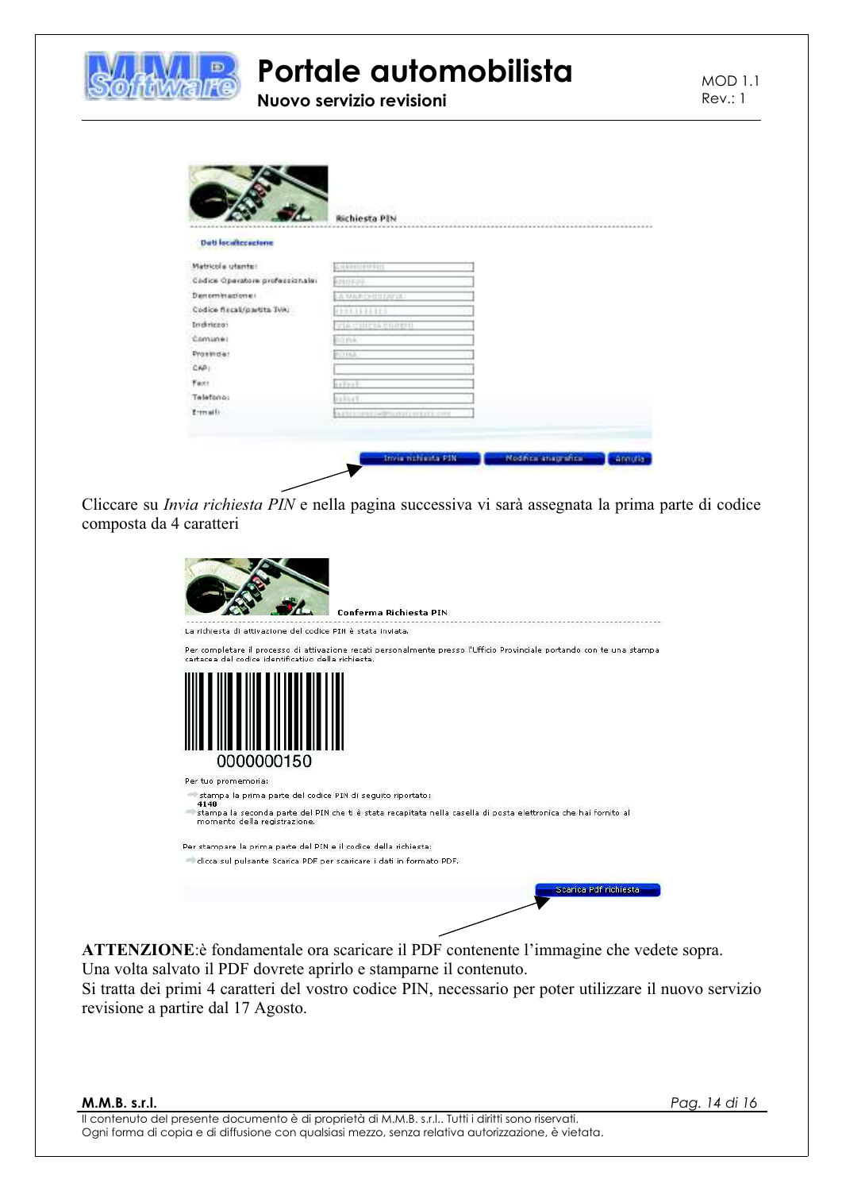Richiesta PIN

Dati localizzazione

Matricola utente:

Codice Operatore professionale:

Denominazione:

Codice fiscale/partita IVA:

Indirizzo:

Comune:

Provincia:

CAP:

Fax:

Telefono:

E-mail:

Invia richiesta PIN | Modifica anagrafica | Annulla

Cliccare su *Invia richiesta PIN* e nella pagina successiva vi sarà assegnata la prima parte di codice composta da 4 caratteri

Conferma Richiesta PIN

La richiesta di attivazione del codice PIN è stata inviata.

Per completare il processo di attivazione recati personalmente presso l'Ufficio Provinciale portando con te una stampa cartacea del codice identificativo della richiesta.

0000000150

Per tuo promemoria:

- stampa la prima parte del codice PIN di seguito riportato:
  **4140**
- stampa la seconda parte del PIN che ti è stata recapitata nella casella di posta elettronica che hai fornito al momento della registrazione.

Per stampare la prima parte del PIN e il codice della richiesta:

- clicca sul pulsante Scarica PDF per scaricare i dati in formato PDF.

Scarica Pdf richiesta

**ATTENZIONE**:è fondamentale ora scaricare il PDF contenente l'immagine che vedete sopra.
Una volta salvato il PDF dovrete aprirlo e stamparne il contenuto.
Si tratta dei primi 4 caratteri del vostro codice PIN, necessario per poter utilizzare il nuovo servizio revisione a partire dal 17 Agosto.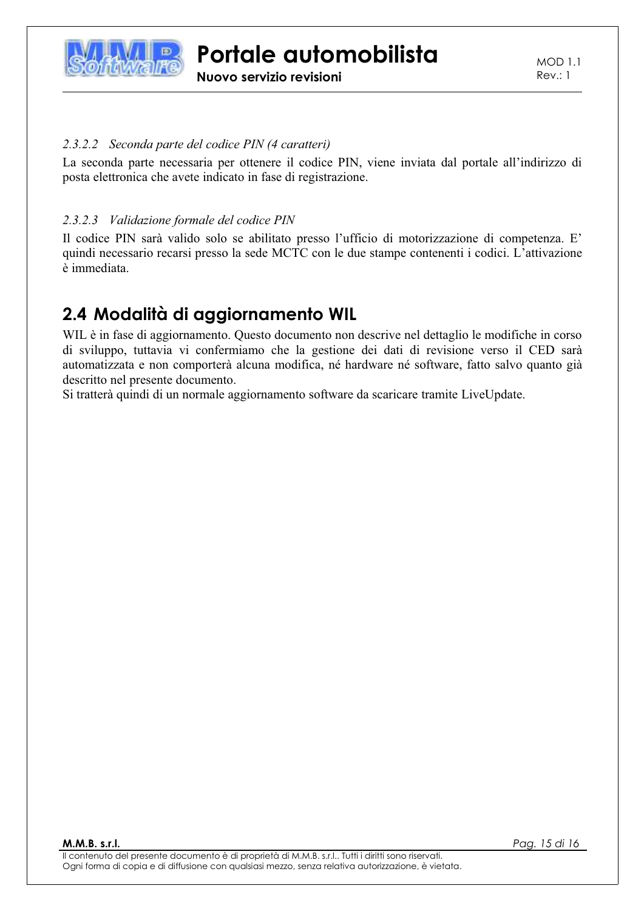#### 2.3.2.2 *Seconda parte del codice PIN (4 caratteri)*

La seconda parte necessaria per ottenere il codice PIN, viene inviata dal portale all'indirizzo di posta elettronica che avete indicato in fase di registrazione.

#### 2.3.2.3 *Validazione formale del codice PIN*

Il codice PIN sarà valido solo se abilitato presso l'ufficio di motorizzazione di competenza. E' quindi necessario recarsi presso la sede MCTC con le due stampe contenenti i codici. L'attivazione è immediata.

## 2.4 Modalità di aggiornamento WIL

WIL è in fase di aggiornamento. Questo documento non descrive nel dettaglio le modifiche in corso di sviluppo, tuttavia vi confermiamo che la gestione dei dati di revisione verso il CED sarà automatizzata e non comporterà alcuna modifica, né hardware né software, fatto salvo quanto già descritto nel presente documento.
Si tratterà quindi di un normale aggiornamento software da scaricare tramite LiveUpdate.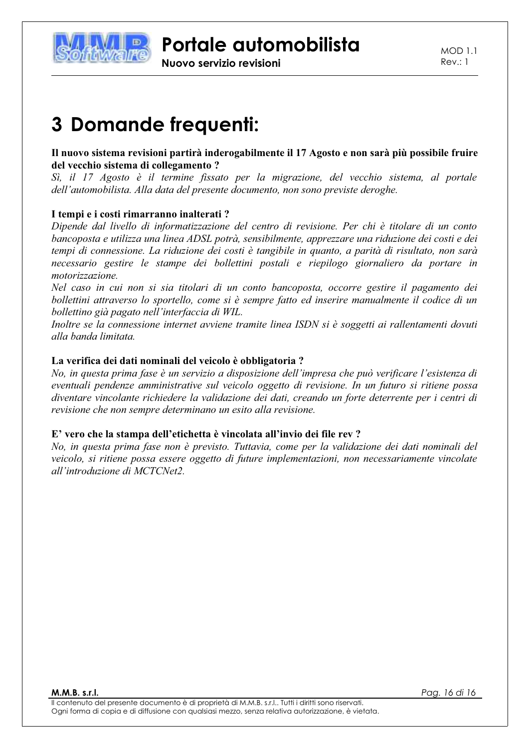# 3 Domande frequenti:

**Il nuovo sistema revisioni partirà inderogabilmente il 17 Agosto e non sarà più possibile fruire del vecchio sistema di collegamento ?**

*Sì, il 17 Agosto è il termine fissato per la migrazione, del vecchio sistema, al portale dell'automobilista. Alla data del presente documento, non sono previste deroghe.*

**I tempi e i costi rimarranno inalterati ?**

*Dipende dal livello di informatizzazione del centro di revisione. Per chi è titolare di un conto bancoposta e utilizza una linea ADSL potrà, sensibilmente, apprezzare una riduzione dei costi e dei tempi di connessione. La riduzione dei costi è tangibile in quanto, a parità di risultato, non sarà necessario gestire le stampe dei bollettini postali e riepilogo giornaliero da portare in motorizzazione.*

*Nel caso in cui non si sia titolari di un conto bancoposta, occorre gestire il pagamento dei bollettini attraverso lo sportello, come si è sempre fatto ed inserire manualmente il codice di un bollettino già pagato nell'interfaccia di WIL.*

*Inoltre se la connessione internet avviene tramite linea ISDN si è soggetti ai rallentamenti dovuti alla banda limitata.*

**La verifica dei dati nominali del veicolo è obbligatoria ?**

*No, in questa prima fase è un servizio a disposizione dell'impresa che può verificare l'esistenza di eventuali pendenze amministrative sul veicolo oggetto di revisione. In un futuro si ritiene possa diventare vincolante richiedere la validazione dei dati, creando un forte deterrente per i centri di revisione che non sempre determinano un esito alla revisione.*

**E' vero che la stampa dell'etichetta è vincolata all'invio dei file rev ?**

*No, in questa prima fase non è previsto. Tuttavia, come per la validazione dei dati nominali del veicolo, si ritiene possa essere oggetto di future implementazioni, non necessariamente vincolate all'introduzione di MCTCNet2.*